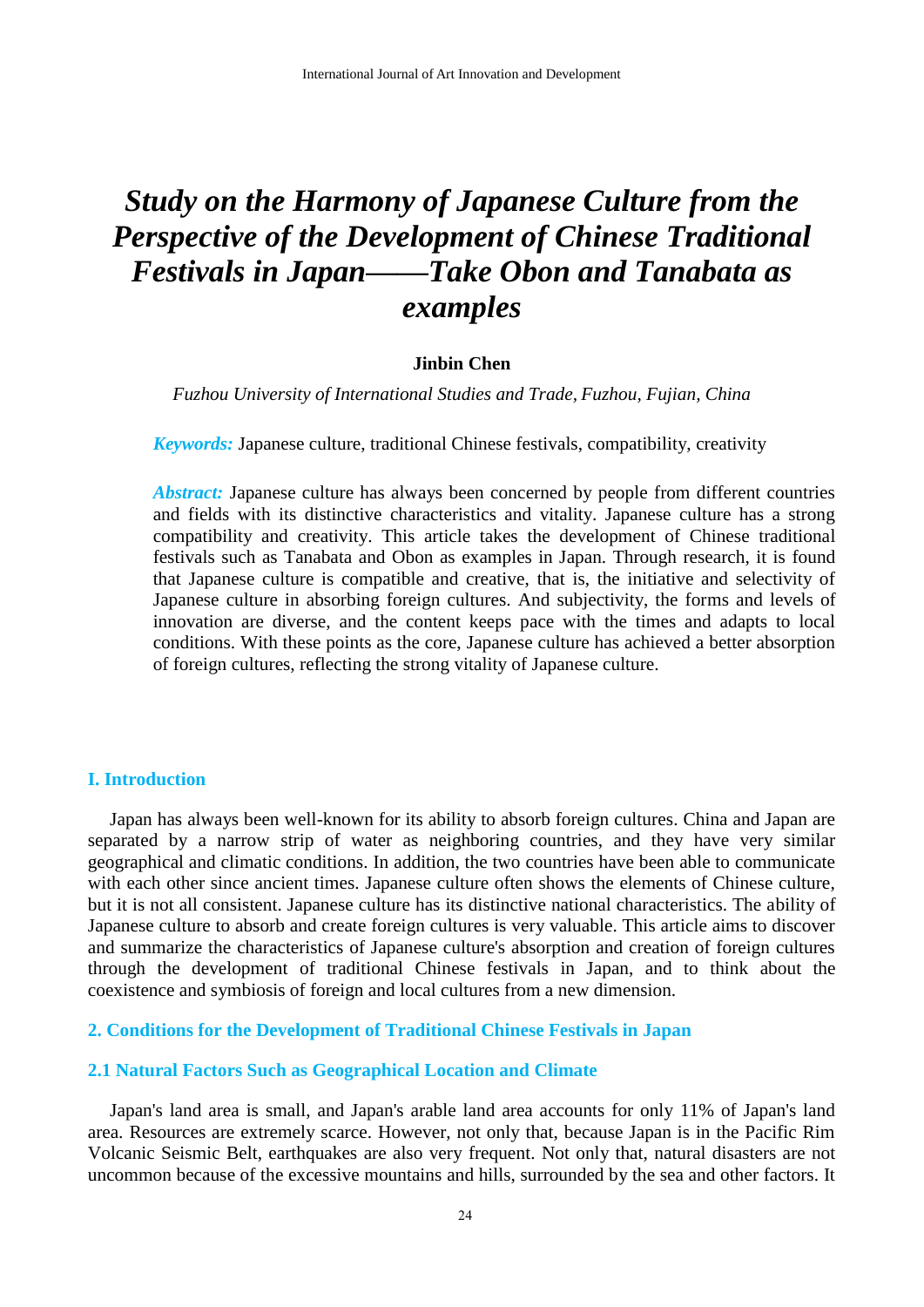# *Study on the Harmony of Japanese Culture from the Perspective of the Development of Chinese Traditional Festivals in Japan——Take Obon and Tanabata as examples*

**Jinbin Chen**

*Fuzhou University of International Studies and Trade, Fuzhou, Fujian, China*

***Keywords:*** Japanese culture, traditional Chinese festivals, compatibility, creativity

***Abstract:*** Japanese culture has always been concerned by people from different countries and fields with its distinctive characteristics and vitality. Japanese culture has a strong compatibility and creativity. This article takes the development of Chinese traditional festivals such as Tanabata and Obon as examples in Japan. Through research, it is found that Japanese culture is compatible and creative, that is, the initiative and selectivity of Japanese culture in absorbing foreign cultures. And subjectivity, the forms and levels of innovation are diverse, and the content keeps pace with the times and adapts to local conditions. With these points as the core, Japanese culture has achieved a better absorption of foreign cultures, reflecting the strong vitality of Japanese culture.

## I. Introduction

Japan has always been well-known for its ability to absorb foreign cultures. China and Japan are separated by a narrow strip of water as neighboring countries, and they have very similar geographical and climatic conditions. In addition, the two countries have been able to communicate with each other since ancient times. Japanese culture often shows the elements of Chinese culture, but it is not all consistent. Japanese culture has its distinctive national characteristics. The ability of Japanese culture to absorb and create foreign cultures is very valuable. This article aims to discover and summarize the characteristics of Japanese culture's absorption and creation of foreign cultures through the development of traditional Chinese festivals in Japan, and to think about the coexistence and symbiosis of foreign and local cultures from a new dimension.

## 2. Conditions for the Development of Traditional Chinese Festivals in Japan

### 2.1 Natural Factors Such as Geographical Location and Climate

Japan's land area is small, and Japan's arable land area accounts for only 11% of Japan's land area. Resources are extremely scarce. However, not only that, because Japan is in the Pacific Rim Volcanic Seismic Belt, earthquakes are also very frequent. Not only that, natural disasters are not uncommon because of the excessive mountains and hills, surrounded by the sea and other factors. It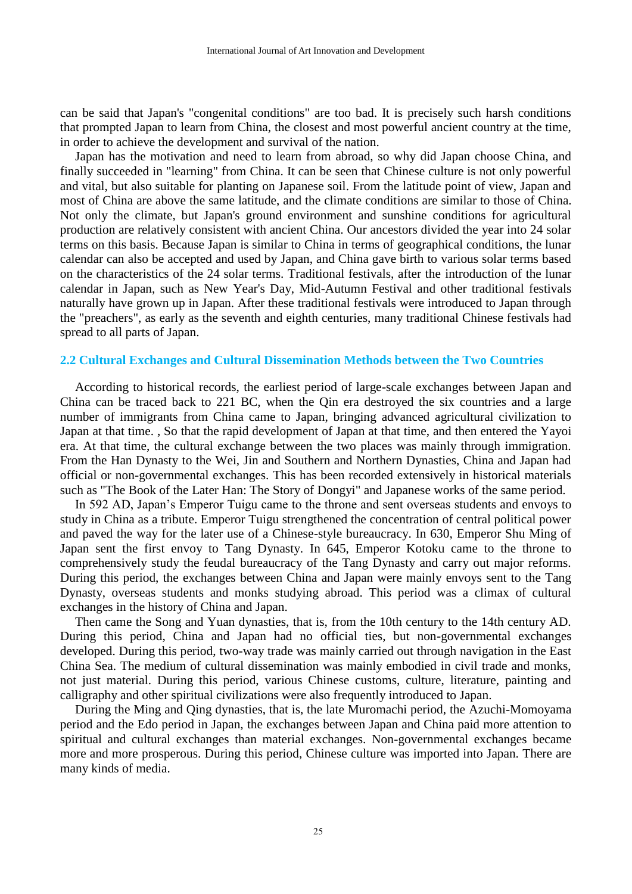can be said that Japan's "congenital conditions" are too bad. It is precisely such harsh conditions that prompted Japan to learn from China, the closest and most powerful ancient country at the time, in order to achieve the development and survival of the nation.

Japan has the motivation and need to learn from abroad, so why did Japan choose China, and finally succeeded in "learning" from China. It can be seen that Chinese culture is not only powerful and vital, but also suitable for planting on Japanese soil. From the latitude point of view, Japan and most of China are above the same latitude, and the climate conditions are similar to those of China. Not only the climate, but Japan's ground environment and sunshine conditions for agricultural production are relatively consistent with ancient China. Our ancestors divided the year into 24 solar terms on this basis. Because Japan is similar to China in terms of geographical conditions, the lunar calendar can also be accepted and used by Japan, and China gave birth to various solar terms based on the characteristics of the 24 solar terms. Traditional festivals, after the introduction of the lunar calendar in Japan, such as New Year's Day, Mid-Autumn Festival and other traditional festivals naturally have grown up in Japan. After these traditional festivals were introduced to Japan through the "preachers", as early as the seventh and eighth centuries, many traditional Chinese festivals had spread to all parts of Japan.

## 2.2 Cultural Exchanges and Cultural Dissemination Methods between the Two Countries

According to historical records, the earliest period of large-scale exchanges between Japan and China can be traced back to 221 BC, when the Qin era destroyed the six countries and a large number of immigrants from China came to Japan, bringing advanced agricultural civilization to Japan at that time. , So that the rapid development of Japan at that time, and then entered the Yayoi era. At that time, the cultural exchange between the two places was mainly through immigration. From the Han Dynasty to the Wei, Jin and Southern and Northern Dynasties, China and Japan had official or non-governmental exchanges. This has been recorded extensively in historical materials such as "The Book of the Later Han: The Story of Dongyi" and Japanese works of the same period.

In 592 AD, Japan's Emperor Tuigu came to the throne and sent overseas students and envoys to study in China as a tribute. Emperor Tuigu strengthened the concentration of central political power and paved the way for the later use of a Chinese-style bureaucracy. In 630, Emperor Shu Ming of Japan sent the first envoy to Tang Dynasty. In 645, Emperor Kotoku came to the throne to comprehensively study the feudal bureaucracy of the Tang Dynasty and carry out major reforms. During this period, the exchanges between China and Japan were mainly envoys sent to the Tang Dynasty, overseas students and monks studying abroad. This period was a climax of cultural exchanges in the history of China and Japan.

Then came the Song and Yuan dynasties, that is, from the 10th century to the 14th century AD. During this period, China and Japan had no official ties, but non-governmental exchanges developed. During this period, two-way trade was mainly carried out through navigation in the East China Sea. The medium of cultural dissemination was mainly embodied in civil trade and monks, not just material. During this period, various Chinese customs, culture, literature, painting and calligraphy and other spiritual civilizations were also frequently introduced to Japan.

During the Ming and Qing dynasties, that is, the late Muromachi period, the Azuchi-Momoyama period and the Edo period in Japan, the exchanges between Japan and China paid more attention to spiritual and cultural exchanges than material exchanges. Non-governmental exchanges became more and more prosperous. During this period, Chinese culture was imported into Japan. There are many kinds of media.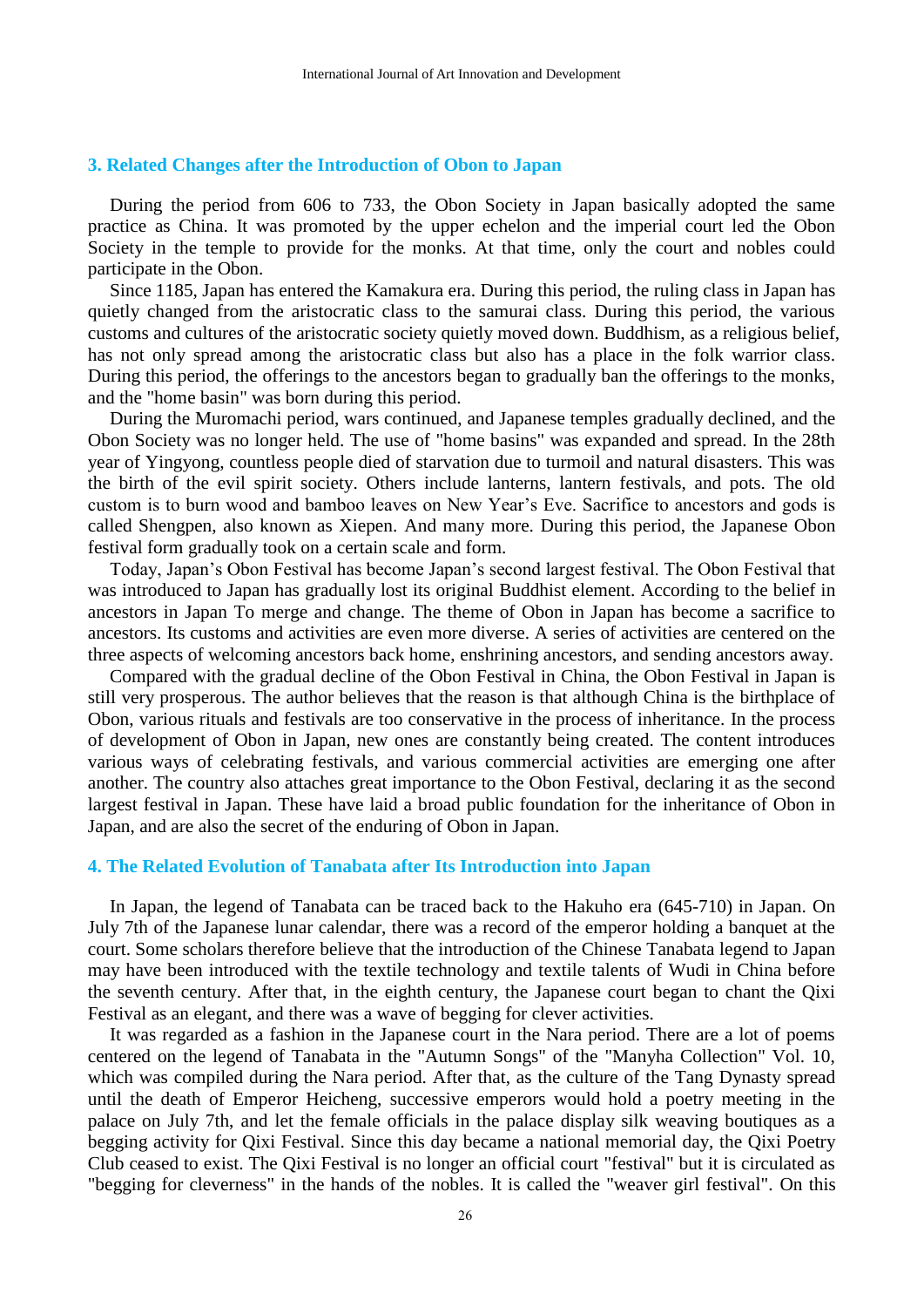## 3. Related Changes after the Introduction of Obon to Japan

During the period from 606 to 733, the Obon Society in Japan basically adopted the same practice as China. It was promoted by the upper echelon and the imperial court led the Obon Society in the temple to provide for the monks. At that time, only the court and nobles could participate in the Obon.

Since 1185, Japan has entered the Kamakura era. During this period, the ruling class in Japan has quietly changed from the aristocratic class to the samurai class. During this period, the various customs and cultures of the aristocratic society quietly moved down. Buddhism, as a religious belief, has not only spread among the aristocratic class but also has a place in the folk warrior class. During this period, the offerings to the ancestors began to gradually ban the offerings to the monks, and the "home basin" was born during this period.

During the Muromachi period, wars continued, and Japanese temples gradually declined, and the Obon Society was no longer held. The use of "home basins" was expanded and spread. In the 28th year of Yingyong, countless people died of starvation due to turmoil and natural disasters. This was the birth of the evil spirit society. Others include lanterns, lantern festivals, and pots. The old custom is to burn wood and bamboo leaves on New Year's Eve. Sacrifice to ancestors and gods is called Shengpen, also known as Xiepen. And many more. During this period, the Japanese Obon festival form gradually took on a certain scale and form.

Today, Japan's Obon Festival has become Japan's second largest festival. The Obon Festival that was introduced to Japan has gradually lost its original Buddhist element. According to the belief in ancestors in Japan To merge and change. The theme of Obon in Japan has become a sacrifice to ancestors. Its customs and activities are even more diverse. A series of activities are centered on the three aspects of welcoming ancestors back home, enshrining ancestors, and sending ancestors away.

Compared with the gradual decline of the Obon Festival in China, the Obon Festival in Japan is still very prosperous. The author believes that the reason is that although China is the birthplace of Obon, various rituals and festivals are too conservative in the process of inheritance. In the process of development of Obon in Japan, new ones are constantly being created. The content introduces various ways of celebrating festivals, and various commercial activities are emerging one after another. The country also attaches great importance to the Obon Festival, declaring it as the second largest festival in Japan. These have laid a broad public foundation for the inheritance of Obon in Japan, and are also the secret of the enduring of Obon in Japan.

## 4. The Related Evolution of Tanabata after Its Introduction into Japan

In Japan, the legend of Tanabata can be traced back to the Hakuho era (645-710) in Japan. On July 7th of the Japanese lunar calendar, there was a record of the emperor holding a banquet at the court. Some scholars therefore believe that the introduction of the Chinese Tanabata legend to Japan may have been introduced with the textile technology and textile talents of Wudi in China before the seventh century. After that, in the eighth century, the Japanese court began to chant the Qixi Festival as an elegant, and there was a wave of begging for clever activities.

It was regarded as a fashion in the Japanese court in the Nara period. There are a lot of poems centered on the legend of Tanabata in the "Autumn Songs" of the "Manyha Collection" Vol. 10, which was compiled during the Nara period. After that, as the culture of the Tang Dynasty spread until the death of Emperor Heicheng, successive emperors would hold a poetry meeting in the palace on July 7th, and let the female officials in the palace display silk weaving boutiques as a begging activity for Qixi Festival. Since this day became a national memorial day, the Qixi Poetry Club ceased to exist. The Qixi Festival is no longer an official court "festival" but it is circulated as "begging for cleverness" in the hands of the nobles. It is called the "weaver girl festival". On this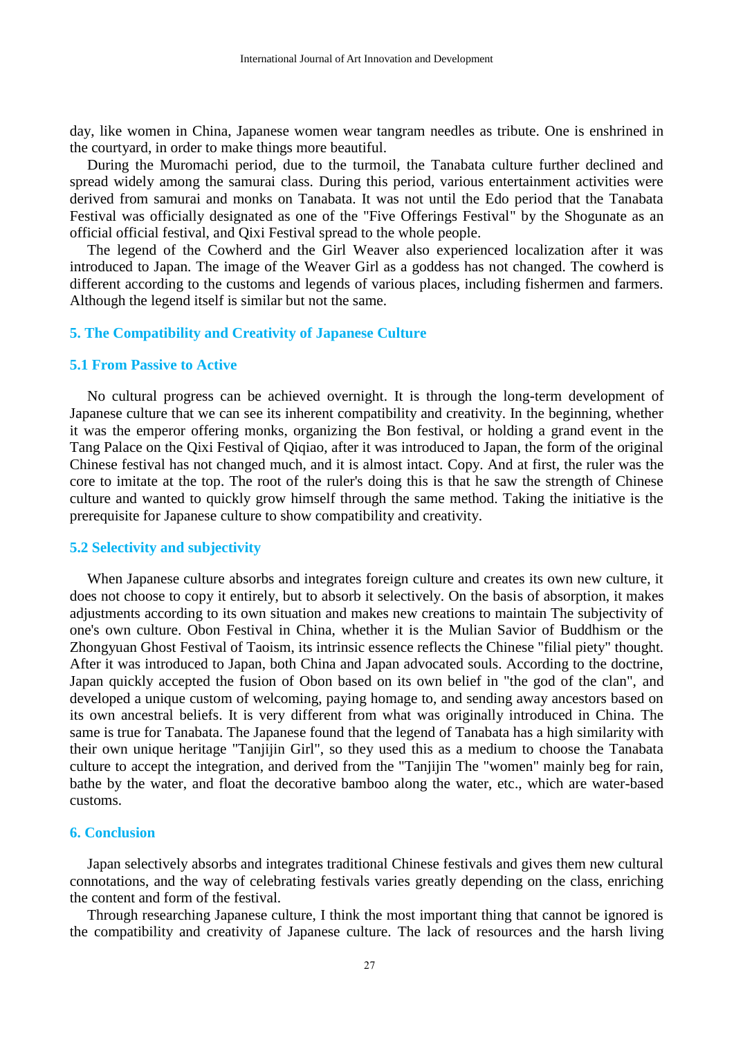day, like women in China, Japanese women wear tangram needles as tribute. One is enshrined in the courtyard, in order to make things more beautiful.

During the Muromachi period, due to the turmoil, the Tanabata culture further declined and spread widely among the samurai class. During this period, various entertainment activities were derived from samurai and monks on Tanabata. It was not until the Edo period that the Tanabata Festival was officially designated as one of the "Five Offerings Festival" by the Shogunate as an official official festival, and Qixi Festival spread to the whole people.

The legend of the Cowherd and the Girl Weaver also experienced localization after it was introduced to Japan. The image of the Weaver Girl as a goddess has not changed. The cowherd is different according to the customs and legends of various places, including fishermen and farmers. Although the legend itself is similar but not the same.

## 5. The Compatibility and Creativity of Japanese Culture

### 5.1 From Passive to Active

No cultural progress can be achieved overnight. It is through the long-term development of Japanese culture that we can see its inherent compatibility and creativity. In the beginning, whether it was the emperor offering monks, organizing the Bon festival, or holding a grand event in the Tang Palace on the Qixi Festival of Qiqiao, after it was introduced to Japan, the form of the original Chinese festival has not changed much, and it is almost intact. Copy. And at first, the ruler was the core to imitate at the top. The root of the ruler's doing this is that he saw the strength of Chinese culture and wanted to quickly grow himself through the same method. Taking the initiative is the prerequisite for Japanese culture to show compatibility and creativity.

### 5.2 Selectivity and subjectivity

When Japanese culture absorbs and integrates foreign culture and creates its own new culture, it does not choose to copy it entirely, but to absorb it selectively. On the basis of absorption, it makes adjustments according to its own situation and makes new creations to maintain The subjectivity of one's own culture. Obon Festival in China, whether it is the Mulian Savior of Buddhism or the Zhongyuan Ghost Festival of Taoism, its intrinsic essence reflects the Chinese "filial piety" thought. After it was introduced to Japan, both China and Japan advocated souls. According to the doctrine, Japan quickly accepted the fusion of Obon based on its own belief in "the god of the clan", and developed a unique custom of welcoming, paying homage to, and sending away ancestors based on its own ancestral beliefs. It is very different from what was originally introduced in China. The same is true for Tanabata. The Japanese found that the legend of Tanabata has a high similarity with their own unique heritage "Tanjijin Girl", so they used this as a medium to choose the Tanabata culture to accept the integration, and derived from the "Tanjijin The "women" mainly beg for rain, bathe by the water, and float the decorative bamboo along the water, etc., which are water-based customs.

## 6. Conclusion

Japan selectively absorbs and integrates traditional Chinese festivals and gives them new cultural connotations, and the way of celebrating festivals varies greatly depending on the class, enriching the content and form of the festival.

Through researching Japanese culture, I think the most important thing that cannot be ignored is the compatibility and creativity of Japanese culture. The lack of resources and the harsh living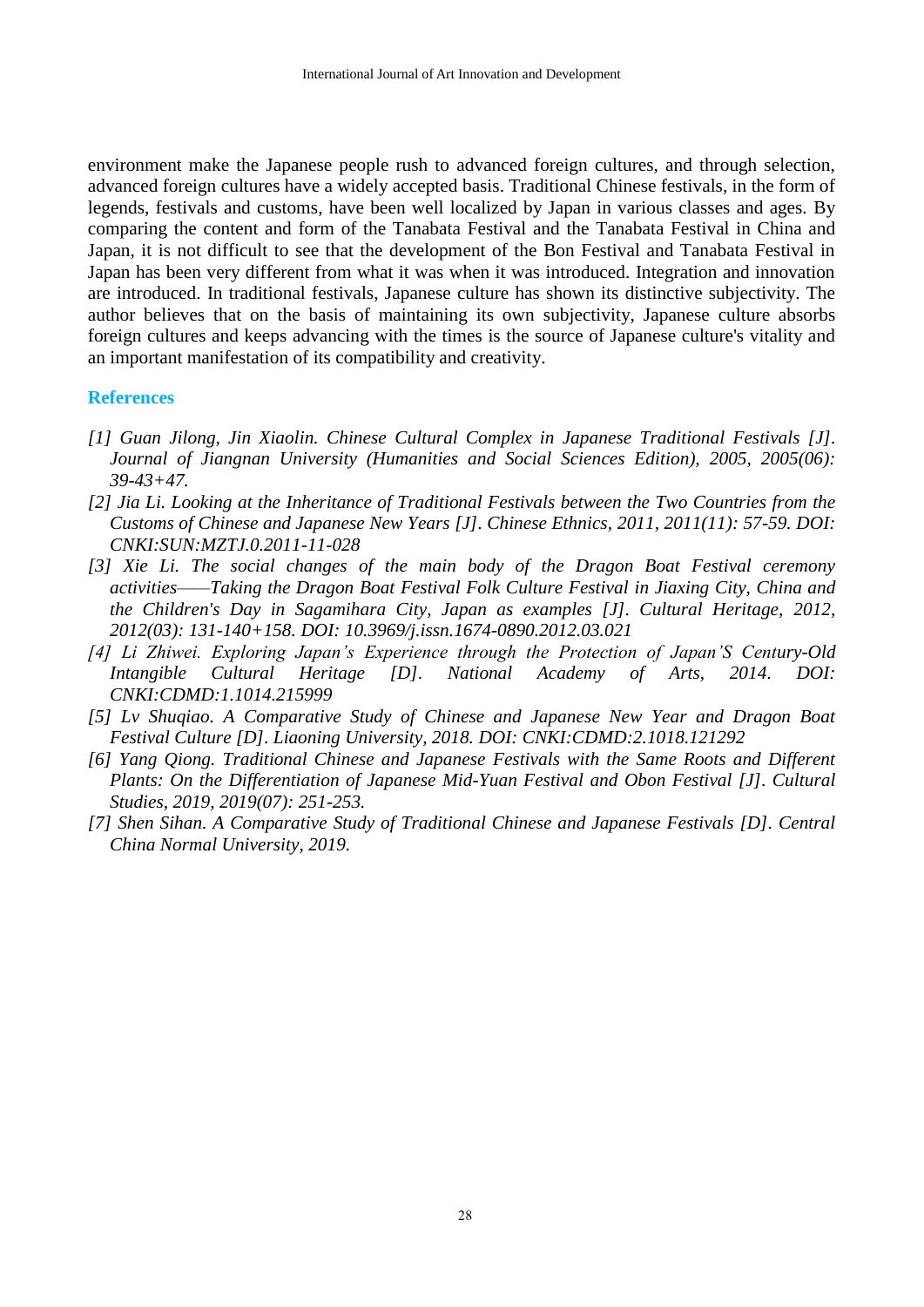environment make the Japanese people rush to advanced foreign cultures, and through selection, advanced foreign cultures have a widely accepted basis. Traditional Chinese festivals, in the form of legends, festivals and customs, have been well localized by Japan in various classes and ages. By comparing the content and form of the Tanabata Festival and the Tanabata Festival in China and Japan, it is not difficult to see that the development of the Bon Festival and Tanabata Festival in Japan has been very different from what it was when it was introduced. Integration and innovation are introduced. In traditional festivals, Japanese culture has shown its distinctive subjectivity. The author believes that on the basis of maintaining its own subjectivity, Japanese culture absorbs foreign cultures and keeps advancing with the times is the source of Japanese culture's vitality and an important manifestation of its compatibility and creativity.

## References

*[1] Guan Jilong, Jin Xiaolin. Chinese Cultural Complex in Japanese Traditional Festivals [J]. Journal of Jiangnan University (Humanities and Social Sciences Edition), 2005, 2005(06): 39-43+47.*

*[2] Jia Li. Looking at the Inheritance of Traditional Festivals between the Two Countries from the Customs of Chinese and Japanese New Years [J]. Chinese Ethnics, 2011, 2011(11): 57-59. DOI: CNKI:SUN:MZTJ.0.2011-11-028*

*[3] Xie Li. The social changes of the main body of the Dragon Boat Festival ceremony activities——Taking the Dragon Boat Festival Folk Culture Festival in Jiaxing City, China and the Children's Day in Sagamihara City, Japan as examples [J]. Cultural Heritage, 2012, 2012(03): 131-140+158. DOI: 10.3969/j.issn.1674-0890.2012.03.021*

*[4] Li Zhiwei. Exploring Japan's Experience through the Protection of Japan'S Century-Old Intangible Cultural Heritage [D]. National Academy of Arts, 2014. DOI: CNKI:CDMD:1.1014.215999*

*[5] Lv Shuqiao. A Comparative Study of Chinese and Japanese New Year and Dragon Boat Festival Culture [D]. Liaoning University, 2018. DOI: CNKI:CDMD:2.1018.121292*

*[6] Yang Qiong. Traditional Chinese and Japanese Festivals with the Same Roots and Different Plants: On the Differentiation of Japanese Mid-Yuan Festival and Obon Festival [J]. Cultural Studies, 2019, 2019(07): 251-253.*

*[7] Shen Sihan. A Comparative Study of Traditional Chinese and Japanese Festivals [D]. Central China Normal University, 2019.*